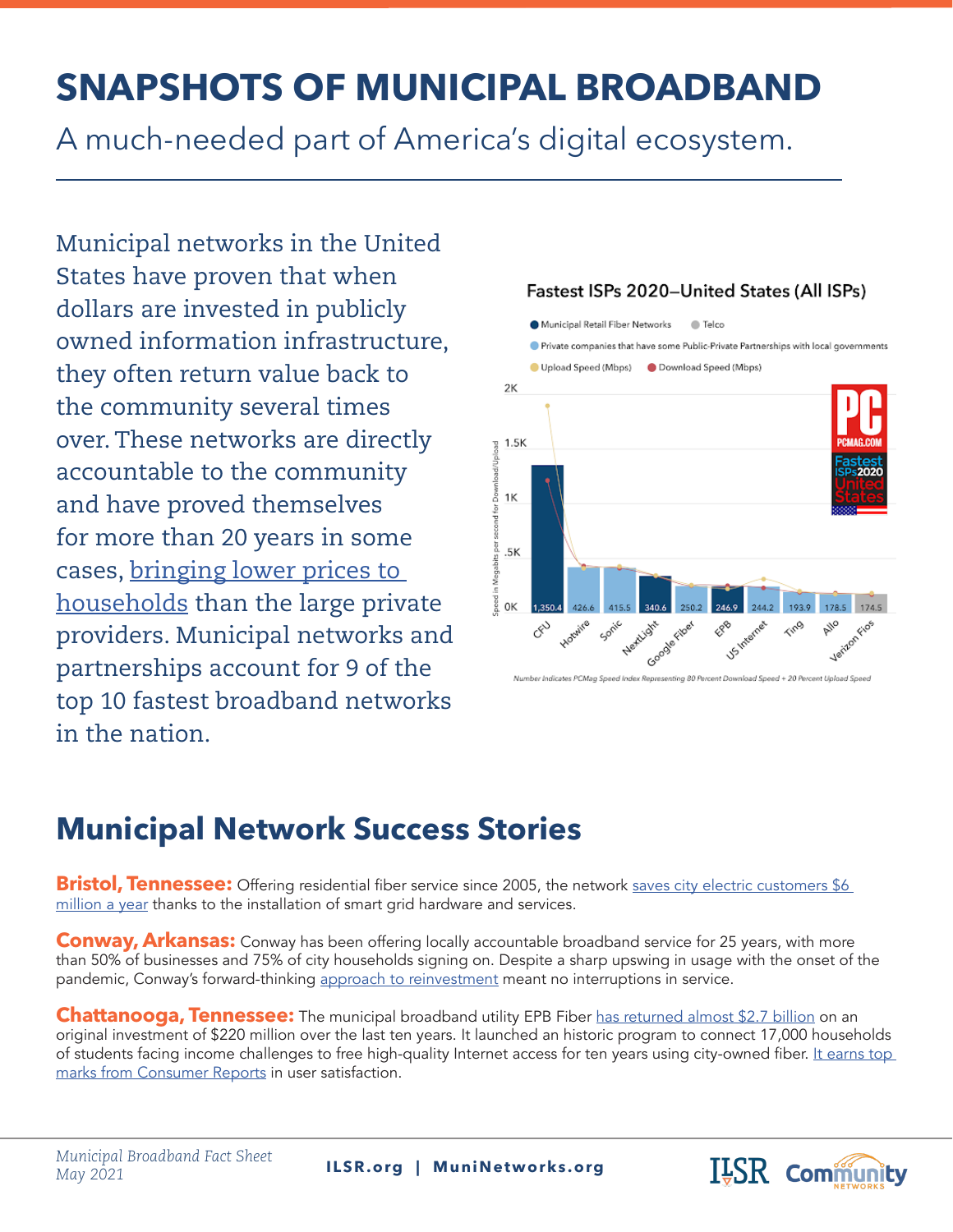# SNAPSHOTS OF MUNICIPAL BROADBAND

A much-needed part of America's digital ecosystem.

Municipal networks in the United States have proven that when dollars are invested in publicly owned information infrastructure, they often return value back to the community several times over. These networks are directly accountable to the community and have proved themselves for more than 20 years in some cases, bringing lower prices to households than the large private providers. Municipal networks and partnerships account for 9 of the top 10 fastest broadband networks in the nation.

**Fastest ISPs 2020—United States (All ISPs)**

Legend: Municipal Retail Fiber Networks; Telco; Private companies that have some Public-Private Partnerships with local governments; Upload Speed (Mbps); Download Speed (Mbps)

| ISP | Speed Index |
|---|---|
| CFU | 1,350.4 |
| Hotwire | 426.6 |
| Sonic | 415.5 |
| NextLight | 340.6 |
| Google Fiber | 250.2 |
| EPB | 246.9 |
| US Internet | 244.2 |
| Ting | 193.9 |
| Allo | 178.5 |
| Verizon Fios | 174.5 |

*Number Indicates PCMag Speed Index Representing 80 Percent Download Speed + 20 Percent Upload Speed*

## Municipal Network Success Stories

**Bristol, Tennessee:** Offering residential fiber service since 2005, the network saves city electric customers $6 million a year thanks to the installation of smart grid hardware and services.

**Conway, Arkansas:** Conway has been offering locally accountable broadband service for 25 years, with more than 50% of businesses and 75% of city households signing on. Despite a sharp upswing in usage with the onset of the pandemic, Conway's forward-thinking approach to reinvestment meant no interruptions in service.

**Chattanooga, Tennessee:** The municipal broadband utility EPB Fiber has returned almost $2.7 billion on an original investment of $220 million over the last ten years. It launched an historic program to connect 17,000 households of students facing income challenges to free high-quality Internet access for ten years using city-owned fiber. It earns top marks from Consumer Reports in user satisfaction.

*Municipal Broadband Fact Sheet*
*May 2021*

**ILSR.org | MuniNetworks.org**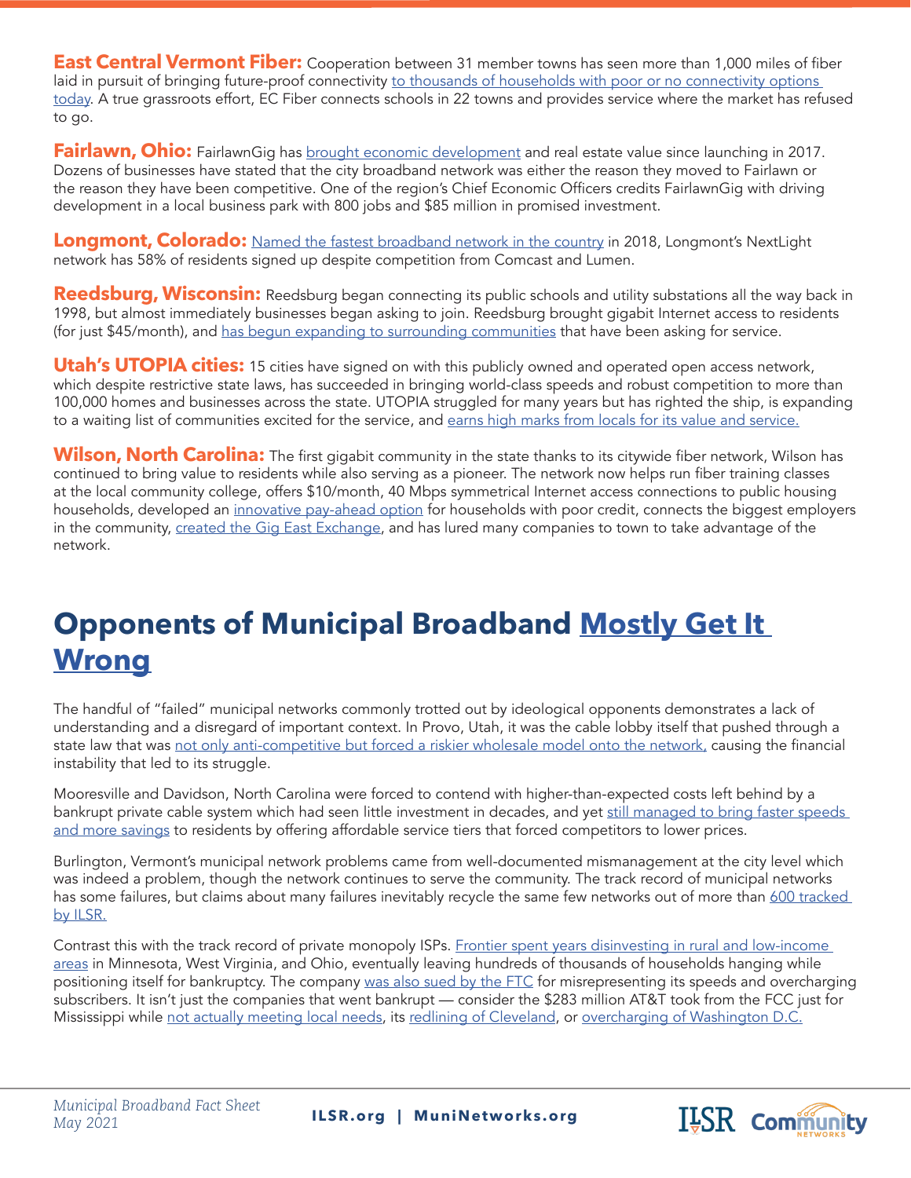**East Central Vermont Fiber:** Cooperation between 31 member towns has seen more than 1,000 miles of fiber laid in pursuit of bringing future-proof connectivity to thousands of households with poor or no connectivity options today. A true grassroots effort, EC Fiber connects schools in 22 towns and provides service where the market has refused to go.

**Fairlawn, Ohio:** FairlawnGig has brought economic development and real estate value since launching in 2017. Dozens of businesses have stated that the city broadband network was either the reason they moved to Fairlawn or the reason they have been competitive. One of the region's Chief Economic Officers credits FairlawnGig with driving development in a local business park with 800 jobs and $85 million in promised investment.

**Longmont, Colorado:** Named the fastest broadband network in the country in 2018, Longmont's NextLight network has 58% of residents signed up despite competition from Comcast and Lumen.

**Reedsburg, Wisconsin:** Reedsburg began connecting its public schools and utility substations all the way back in 1998, but almost immediately businesses began asking to join. Reedsburg brought gigabit Internet access to residents (for just $45/month), and has begun expanding to surrounding communities that have been asking for service.

**Utah's UTOPIA cities:** 15 cities have signed on with this publicly owned and operated open access network, which despite restrictive state laws, has succeeded in bringing world-class speeds and robust competition to more than 100,000 homes and businesses across the state. UTOPIA struggled for many years but has righted the ship, is expanding to a waiting list of communities excited for the service, and earns high marks from locals for its value and service.

**Wilson, North Carolina:** The first gigabit community in the state thanks to its citywide fiber network, Wilson has continued to bring value to residents while also serving as a pioneer. The network now helps run fiber training classes at the local community college, offers $10/month, 40 Mbps symmetrical Internet access connections to public housing households, developed an innovative pay-ahead option for households with poor credit, connects the biggest employers in the community, created the Gig East Exchange, and has lured many companies to town to take advantage of the network.

# Opponents of Municipal Broadband Mostly Get It Wrong

The handful of "failed" municipal networks commonly trotted out by ideological opponents demonstrates a lack of understanding and a disregard of important context. In Provo, Utah, it was the cable lobby itself that pushed through a state law that was not only anti-competitive but forced a riskier wholesale model onto the network, causing the financial instability that led to its struggle.

Mooresville and Davidson, North Carolina were forced to contend with higher-than-expected costs left behind by a bankrupt private cable system which had seen little investment in decades, and yet still managed to bring faster speeds and more savings to residents by offering affordable service tiers that forced competitors to lower prices.

Burlington, Vermont's municipal network problems came from well-documented mismanagement at the city level which was indeed a problem, though the network continues to serve the community. The track record of municipal networks has some failures, but claims about many failures inevitably recycle the same few networks out of more than 600 tracked by ILSR.

Contrast this with the track record of private monopoly ISPs. Frontier spent years disinvesting in rural and low-income areas in Minnesota, West Virginia, and Ohio, eventually leaving hundreds of thousands of households hanging while positioning itself for bankruptcy. The company was also sued by the FTC for misrepresenting its speeds and overcharging subscribers. It isn't just the companies that went bankrupt — consider the $283 million AT&T took from the FCC just for Mississippi while not actually meeting local needs, its redlining of Cleveland, or overcharging of Washington D.C.